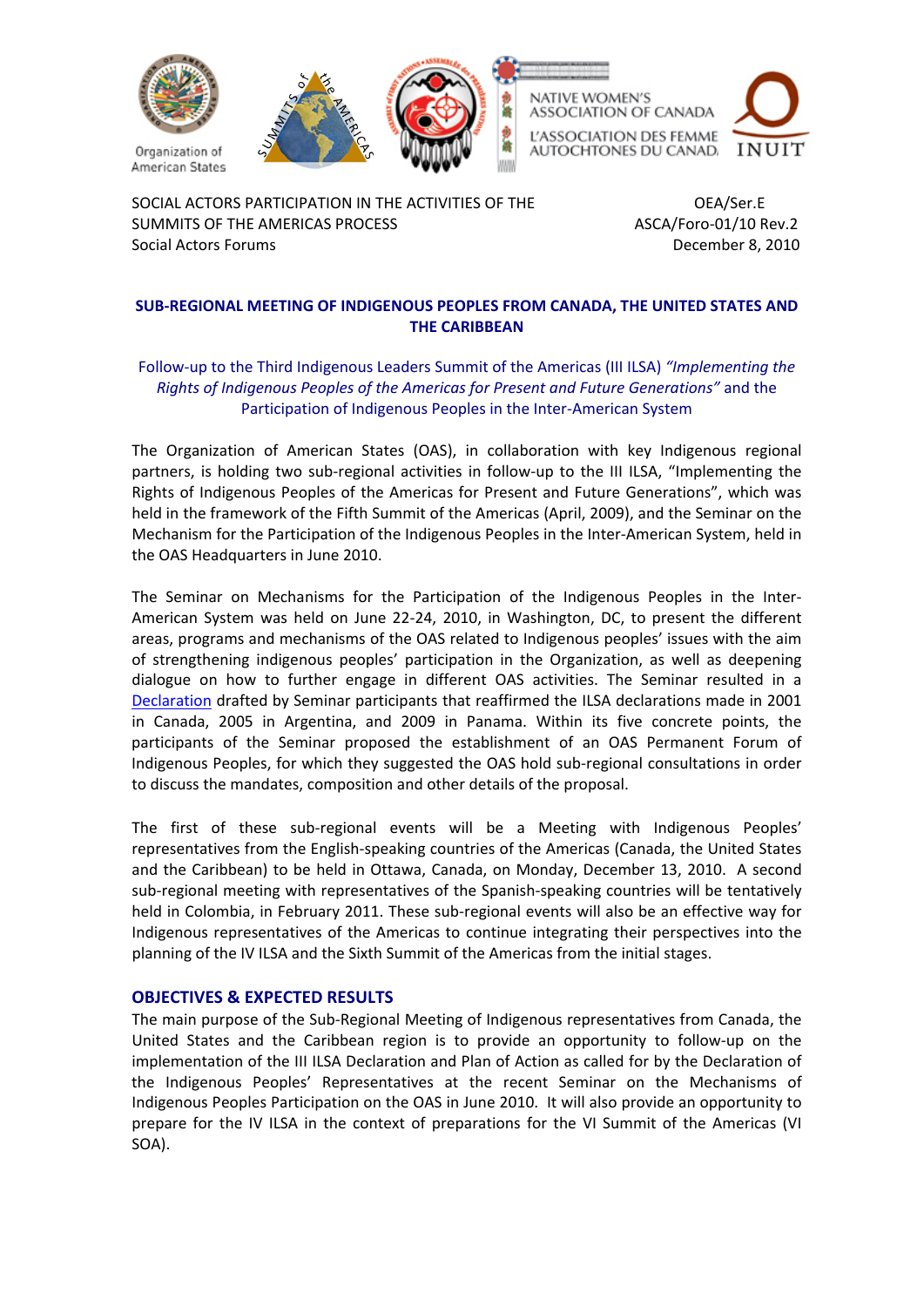Organization of American States

NATIVE WOMEN'S ASSOCIATION OF CANADA

L'ASSOCIATION DES FEMME AUTOCHTONES DU CANAD

INUIT

SOCIAL ACTORS PARTICIPATION IN THE ACTIVITIES OF THE SUMMITS OF THE AMERICAS PROCESS
Social Actors Forums

OEA/Ser.E
ASCA/Foro-01/10 Rev.2
December 8, 2010

## SUB-REGIONAL MEETING OF INDIGENOUS PEOPLES FROM CANADA, THE UNITED STATES AND THE CARIBBEAN

Follow-up to the Third Indigenous Leaders Summit of the Americas (III ILSA) *"Implementing the Rights of Indigenous Peoples of the Americas for Present and Future Generations"* and the Participation of Indigenous Peoples in the Inter-American System

The Organization of American States (OAS), in collaboration with key Indigenous regional partners, is holding two sub-regional activities in follow-up to the III ILSA, "Implementing the Rights of Indigenous Peoples of the Americas for Present and Future Generations", which was held in the framework of the Fifth Summit of the Americas (April, 2009), and the Seminar on the Mechanism for the Participation of the Indigenous Peoples in the Inter-American System, held in the OAS Headquarters in June 2010.

The Seminar on Mechanisms for the Participation of the Indigenous Peoples in the Inter-American System was held on June 22-24, 2010, in Washington, DC, to present the different areas, programs and mechanisms of the OAS related to Indigenous peoples' issues with the aim of strengthening indigenous peoples' participation in the Organization, as well as deepening dialogue on how to further engage in different OAS activities. The Seminar resulted in a Declaration drafted by Seminar participants that reaffirmed the ILSA declarations made in 2001 in Canada, 2005 in Argentina, and 2009 in Panama. Within its five concrete points, the participants of the Seminar proposed the establishment of an OAS Permanent Forum of Indigenous Peoples, for which they suggested the OAS hold sub-regional consultations in order to discuss the mandates, composition and other details of the proposal.

The first of these sub-regional events will be a Meeting with Indigenous Peoples' representatives from the English-speaking countries of the Americas (Canada, the United States and the Caribbean) to be held in Ottawa, Canada, on Monday, December 13, 2010. A second sub-regional meeting with representatives of the Spanish-speaking countries will be tentatively held in Colombia, in February 2011. These sub-regional events will also be an effective way for Indigenous representatives of the Americas to continue integrating their perspectives into the planning of the IV ILSA and the Sixth Summit of the Americas from the initial stages.

### OBJECTIVES & EXPECTED RESULTS

The main purpose of the Sub-Regional Meeting of Indigenous representatives from Canada, the United States and the Caribbean region is to provide an opportunity to follow-up on the implementation of the III ILSA Declaration and Plan of Action as called for by the Declaration of the Indigenous Peoples' Representatives at the recent Seminar on the Mechanisms of Indigenous Peoples Participation on the OAS in June 2010. It will also provide an opportunity to prepare for the IV ILSA in the context of preparations for the VI Summit of the Americas (VI SOA).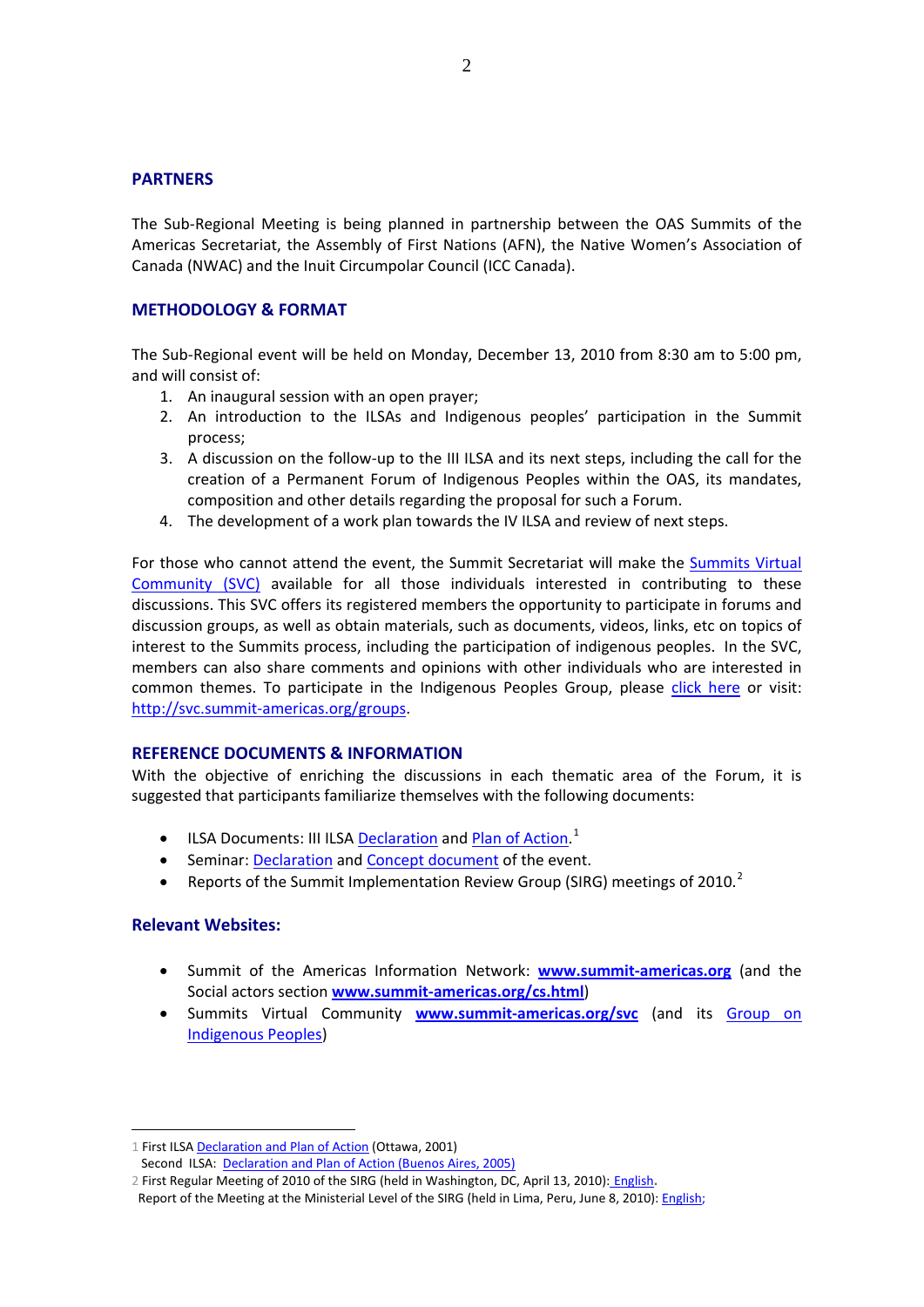## PARTNERS

The Sub-Regional Meeting is being planned in partnership between the OAS Summits of the Americas Secretariat, the Assembly of First Nations (AFN), the Native Women's Association of Canada (NWAC) and the Inuit Circumpolar Council (ICC Canada).

## METHODOLOGY & FORMAT

The Sub-Regional event will be held on Monday, December 13, 2010 from 8:30 am to 5:00 pm, and will consist of:

1. An inaugural session with an open prayer;
2. An introduction to the ILSAs and Indigenous peoples' participation in the Summit process;
3. A discussion on the follow-up to the III ILSA and its next steps, including the call for the creation of a Permanent Forum of Indigenous Peoples within the OAS, its mandates, composition and other details regarding the proposal for such a Forum.
4. The development of a work plan towards the IV ILSA and review of next steps.

For those who cannot attend the event, the Summit Secretariat will make the Summits Virtual Community (SVC) available for all those individuals interested in contributing to these discussions. This SVC offers its registered members the opportunity to participate in forums and discussion groups, as well as obtain materials, such as documents, videos, links, etc on topics of interest to the Summits process, including the participation of indigenous peoples. In the SVC, members can also share comments and opinions with other individuals who are interested in common themes. To participate in the Indigenous Peoples Group, please click here or visit: http://svc.summit-americas.org/groups.

## REFERENCE DOCUMENTS & INFORMATION

With the objective of enriching the discussions in each thematic area of the Forum, it is suggested that participants familiarize themselves with the following documents:

- ILSA Documents: III ILSA Declaration and Plan of Action.[1]
- Seminar: Declaration and Concept document of the event.
- Reports of the Summit Implementation Review Group (SIRG) meetings of 2010.[2]

## Relevant Websites:

- Summit of the Americas Information Network: **www.summit-americas.org** (and the Social actors section **www.summit-americas.org/cs.html**)
- Summits Virtual Community **www.summit-americas.org/svc** (and its Group on Indigenous Peoples)

---

1 First ILSA Declaration and Plan of Action (Ottawa, 2001)
Second ILSA: Declaration and Plan of Action (Buenos Aires, 2005)

2 First Regular Meeting of 2010 of the SIRG (held in Washington, DC, April 13, 2010): English.
Report of the Meeting at the Ministerial Level of the SIRG (held in Lima, Peru, June 8, 2010): English;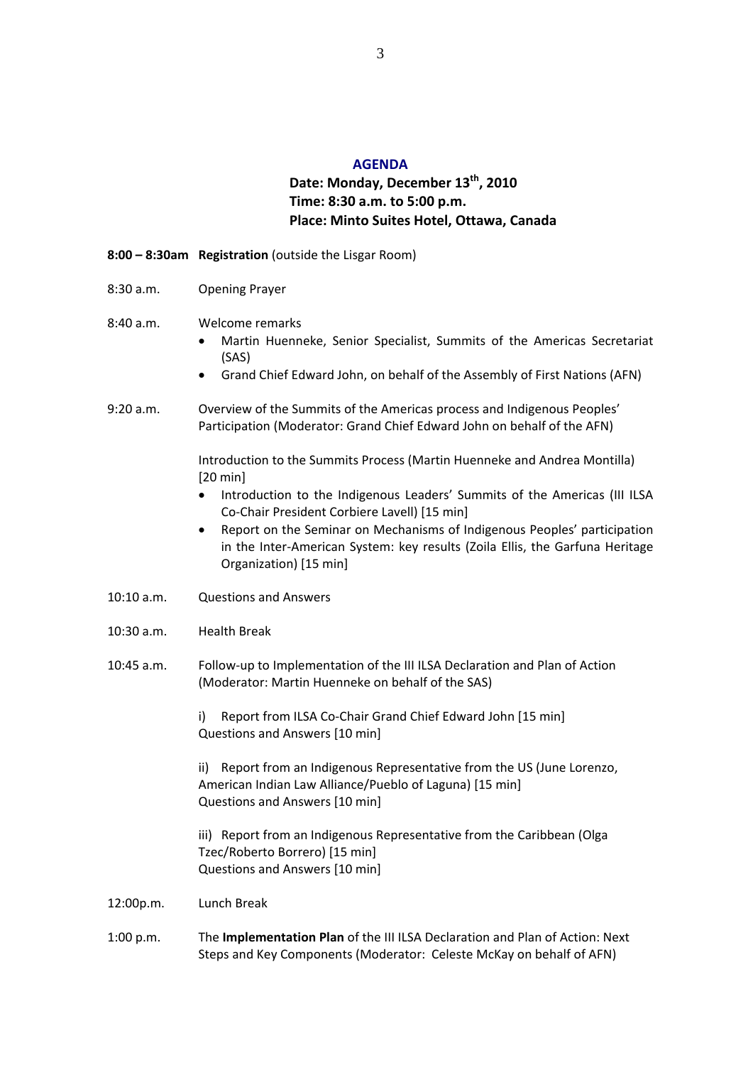## AGENDA

**Date: Monday, December 13th, 2010**
**Time: 8:30 a.m. to 5:00 p.m.**
**Place: Minto Suites Hotel, Ottawa, Canada**

**8:00 – 8:30am** **Registration** (outside the Lisgar Room)

8:30 a.m. Opening Prayer

8:40 a.m. Welcome remarks

- Martin Huenneke, Senior Specialist, Summits of the Americas Secretariat (SAS)
- Grand Chief Edward John, on behalf of the Assembly of First Nations (AFN)

9:20 a.m. Overview of the Summits of the Americas process and Indigenous Peoples' Participation (Moderator: Grand Chief Edward John on behalf of the AFN)

Introduction to the Summits Process (Martin Huenneke and Andrea Montilla) [20 min]

- Introduction to the Indigenous Leaders' Summits of the Americas (III ILSA Co-Chair President Corbiere Lavell) [15 min]
- Report on the Seminar on Mechanisms of Indigenous Peoples' participation in the Inter-American System: key results (Zoila Ellis, the Garfuna Heritage Organization) [15 min]

10:10 a.m. Questions and Answers

10:30 a.m. Health Break

10:45 a.m. Follow-up to Implementation of the III ILSA Declaration and Plan of Action (Moderator: Martin Huenneke on behalf of the SAS)

i) Report from ILSA Co-Chair Grand Chief Edward John [15 min]
Questions and Answers [10 min]

ii) Report from an Indigenous Representative from the US (June Lorenzo, American Indian Law Alliance/Pueblo of Laguna) [15 min]
Questions and Answers [10 min]

iii) Report from an Indigenous Representative from the Caribbean (Olga Tzec/Roberto Borrero) [15 min]
Questions and Answers [10 min]

12:00p.m. Lunch Break

1:00 p.m. The **Implementation Plan** of the III ILSA Declaration and Plan of Action: Next Steps and Key Components (Moderator: Celeste McKay on behalf of AFN)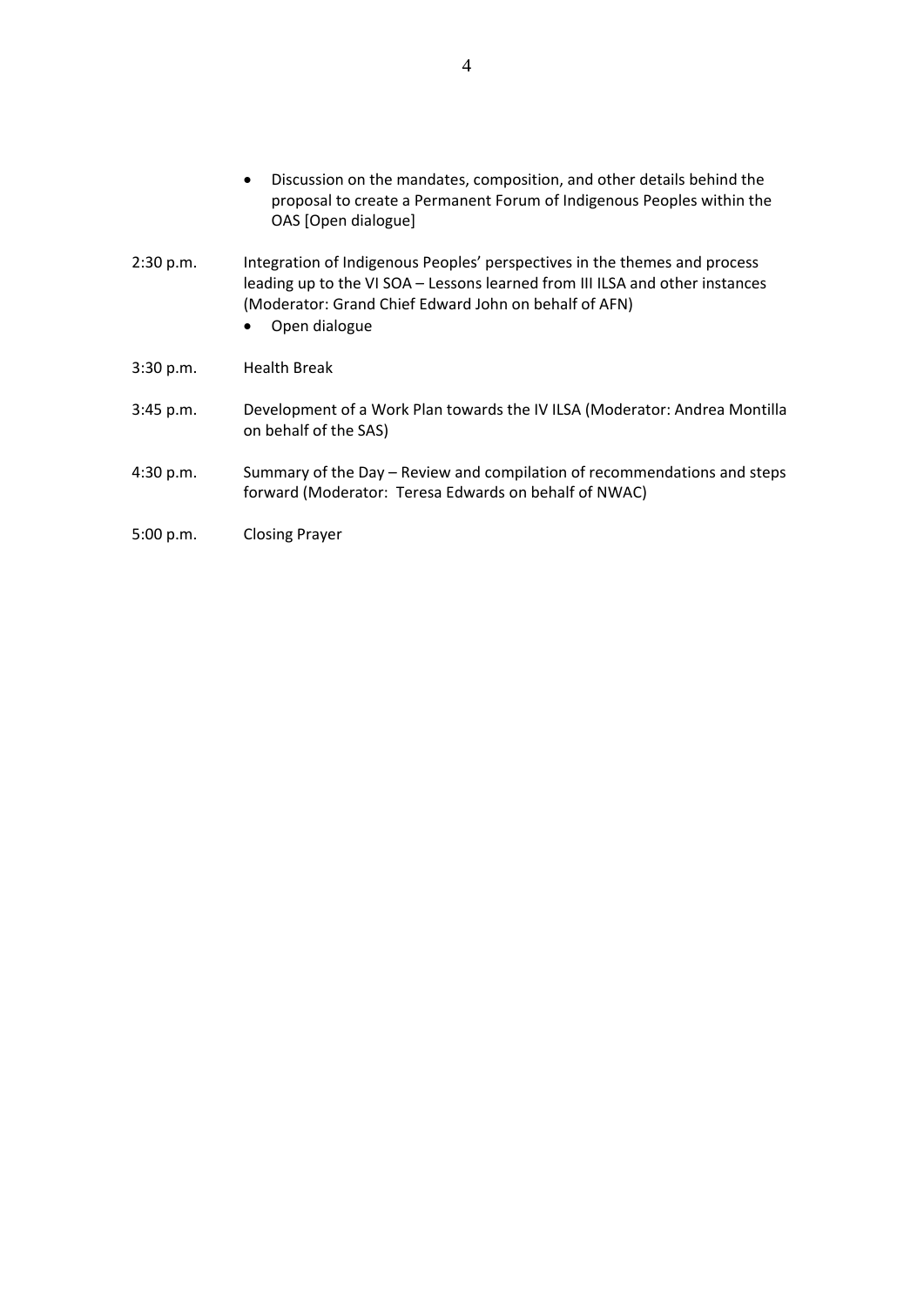- Discussion on the mandates, composition, and other details behind the proposal to create a Permanent Forum of Indigenous Peoples within the OAS [Open dialogue]

2:30 p.m. Integration of Indigenous Peoples' perspectives in the themes and process leading up to the VI SOA – Lessons learned from III ILSA and other instances (Moderator: Grand Chief Edward John on behalf of AFN)

- Open dialogue

3:30 p.m. Health Break

3:45 p.m. Development of a Work Plan towards the IV ILSA (Moderator: Andrea Montilla on behalf of the SAS)

4:30 p.m. Summary of the Day – Review and compilation of recommendations and steps forward (Moderator: Teresa Edwards on behalf of NWAC)

5:00 p.m. Closing Prayer